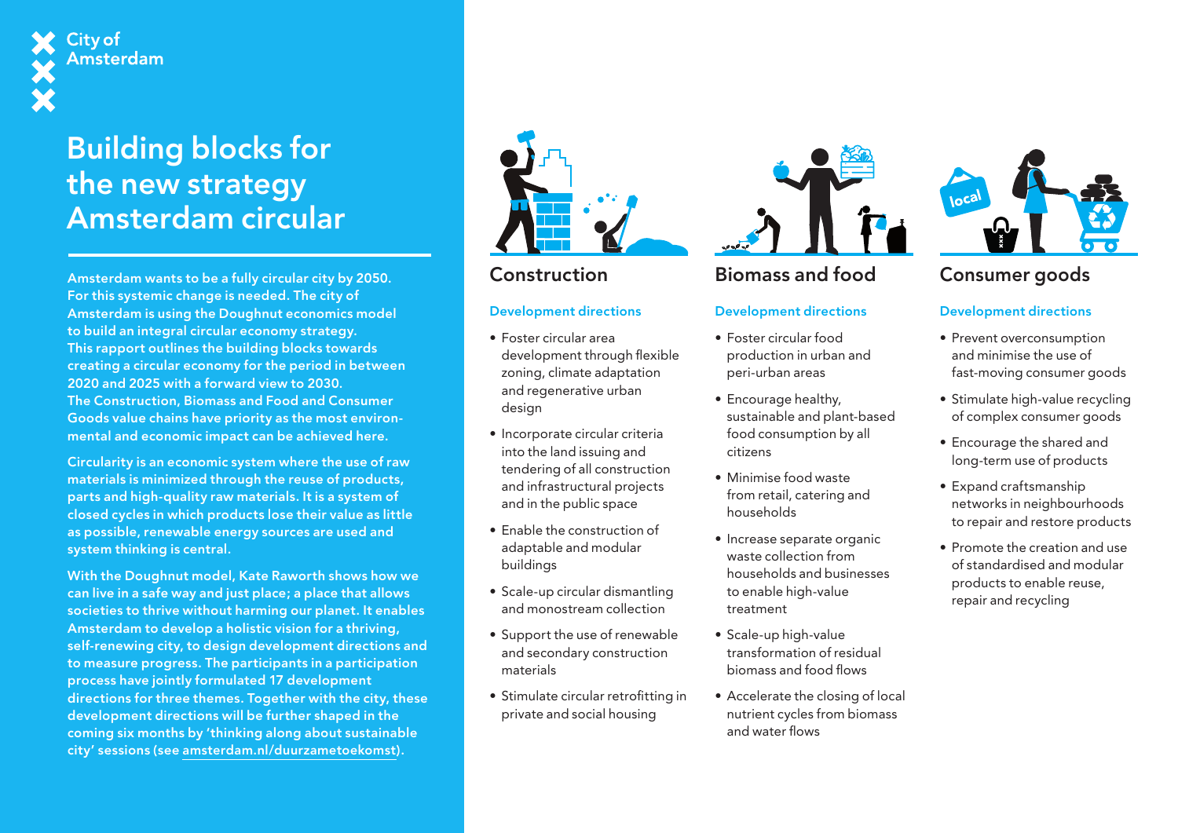City of Amsterdam

# Building blocks for the new strategy Amsterdam circular

**Amsterdam wants to be a fully circular city by 2050. For this systemic change is needed. The city of Amsterdam is using the Doughnut economics model to build an integral circular economy strategy. This rapport outlines the building blocks towards creating a circular economy for the period in between 2020 and 2025 with a forward view to 2030. The Construction, Biomass and Food and Consumer Goods value chains have priority as the most environmental and economic impact can be achieved here.**

**Circularity is an economic system where the use of raw materials is minimized through the reuse of products, parts and high-quality raw materials. It is a system of closed cycles in which products lose their value as little as possible, renewable energy sources are used and system thinking is central.**

**With the Doughnut model, Kate Raworth shows how we can live in a safe way and just place; a place that allows societies to thrive without harming our planet. It enables Amsterdam to develop a holistic vision for a thriving, self-renewing city, to design development directions and to measure progress. The participants in a participation process have jointly formulated 17 development directions for three themes. Together with the city, these development directions will be further shaped in the coming six months by 'thinking along about sustainable city' sessions (see amsterdam.nl/duurzametoekomst).**

## Construction

### Development directions

- Foster circular area development through flexible zoning, climate adaptation and regenerative urban design
- Incorporate circular criteria into the land issuing and tendering of all construction and infrastructural projects and in the public space
- Enable the construction of adaptable and modular buildings
- Scale-up circular dismantling and monostream collection
- Support the use of renewable and secondary construction materials
- Stimulate circular retrofitting in private and social housing

## Biomass and food

### Development directions

- Foster circular food production in urban and peri-urban areas
- Encourage healthy, sustainable and plant-based food consumption by all citizens
- Minimise food waste from retail, catering and households
- Increase separate organic waste collection from households and businesses to enable high-value treatment
- Scale-up high-value transformation of residual biomass and food flows
- Accelerate the closing of local nutrient cycles from biomass and water flows

## Consumer goods

### Development directions

- Prevent overconsumption and minimise the use of fast-moving consumer goods
- Stimulate high-value recycling of complex consumer goods
- Encourage the shared and long-term use of products
- Expand craftsmanship networks in neighbourhoods to repair and restore products
- Promote the creation and use of standardised and modular products to enable reuse, repair and recycling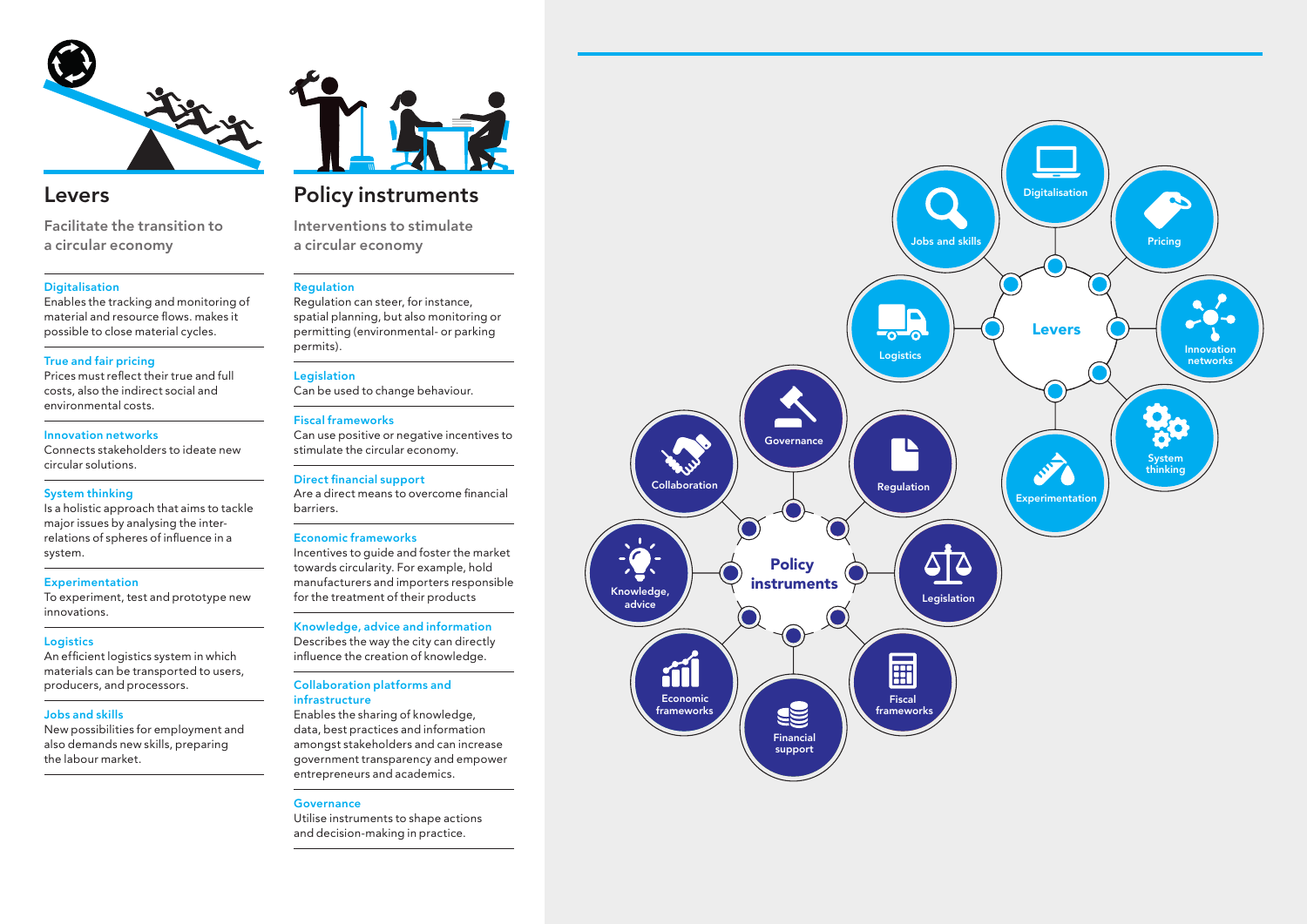## Levers

Facilitate the transition to a circular economy

**Digitalisation**
Enables the tracking and monitoring of material and resource flows. makes it possible to close material cycles.

**True and fair pricing**
Prices must reflect their true and full costs, also the indirect social and environmental costs.

**Innovation networks**
Connects stakeholders to ideate new circular solutions.

**System thinking**
Is a holistic approach that aims to tackle major issues by analysing the inter-relations of spheres of influence in a system.

**Experimentation**
To experiment, test and prototype new innovations.

**Logistics**
An efficient logistics system in which materials can be transported to users, producers, and processors.

**Jobs and skills**
New possibilities for employment and also demands new skills, preparing the labour market.

## Policy instruments

Interventions to stimulate a circular economy

**Regulation**
Regulation can steer, for instance, spatial planning, but also monitoring or permitting (environmental- or parking permits).

**Legislation**
Can be used to change behaviour.

**Fiscal frameworks**
Can use positive or negative incentives to stimulate the circular economy.

**Direct financial support**
Are a direct means to overcome financial barriers.

**Economic frameworks**
Incentives to guide and foster the market towards circularity. For example, hold manufacturers and importers responsible for the treatment of their products

**Knowledge, advice and information**
Describes the way the city can directly influence the creation of knowledge.

**Collaboration platforms and infrastructure**
Enables the sharing of knowledge, data, best practices and information amongst stakeholders and can increase government transparency and empower entrepreneurs and academics.

**Governance**
Utilise instruments to shape actions and decision-making in practice.

Levers
Digitalisation
Pricing
Innovation networks
System thinking
Experimentation
Logistics
Jobs and skills

Policy instruments
Governance
Regulation
Legislation
Fiscal frameworks
Financial support
Economic frameworks
Knowledge, advice
Collaboration